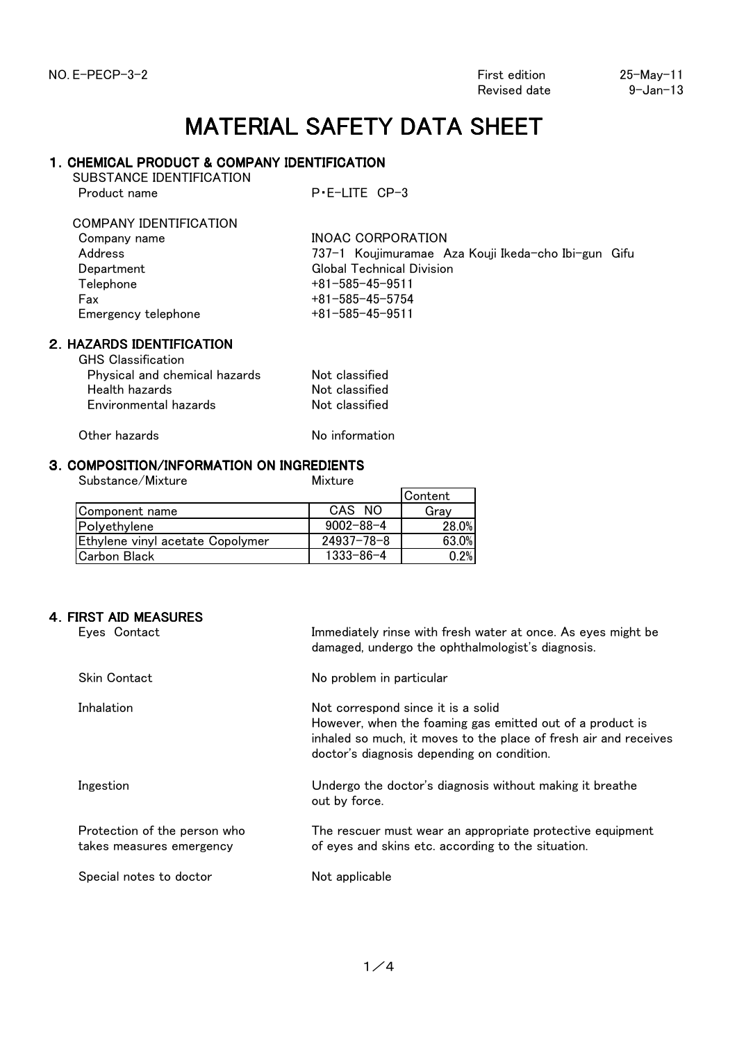NO. E-PECP-3-2

First edition 25-May-11
Revised date 9-Jan-13

# MATERIAL SAFETY DATA SHEET

## 1. CHEMICAL PRODUCT & COMPANY IDENTIFICATION

SUBSTANCE IDENTIFICATION

| | |
|---|---|
| Product name | P・E-LITE CP-3 |

COMPANY IDENTIFICATION

| | |
|---|---|
| Company name | INOAC CORPORATION |
| Address | 737-1 Koujimuramae Aza Kouji Ikeda-cho Ibi-gun Gifu |
| Department | Global Technical Division |
| Telephone | +81-585-45-9511 |
| Fax | +81-585-45-5754 |
| Emergency telephone | +81-585-45-9511 |

## 2. HAZARDS IDENTIFICATION

GHS Classification

| | |
|---|---|
| Physical and chemical hazards | Not classified |
| Health hazards | Not classified |
| Environmental hazards | Not classified |

| | |
|---|---|
| Other hazards | No information |

## 3. COMPOSITION/INFORMATION ON INGREDIENTS

Substance/Mixture: Mixture

| Component name | CAS NO | Content Gray |
|---|---|---|
| Polyethylene | 9002-88-4 | 28.0% |
| Ethylene vinyl acetate Copolymer | 24937-78-8 | 63.0% |
| Carbon Black | 1333-86-4 | 0.2% |

## 4. FIRST AID MEASURES

| | |
|---|---|
| Eyes Contact | Immediately rinse with fresh water at once. As eyes might be damaged, undergo the ophthalmologist's diagnosis. |
| Skin Contact | No problem in particular |
| Inhalation | Not correspond since it is a solid<br>However, when the foaming gas emitted out of a product is inhaled so much, it moves to the place of fresh air and receives doctor's diagnosis depending on condition. |
| Ingestion | Undergo the doctor's diagnosis without making it breathe out by force. |
| Protection of the person who takes measures emergency | The rescuer must wear an appropriate protective equipment of eyes and skins etc. according to the situation. |
| Special notes to doctor | Not applicable |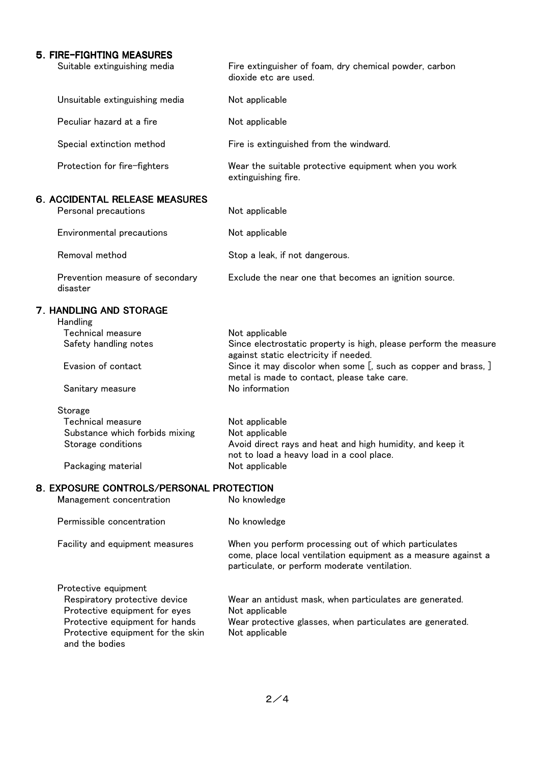## 5. FIRE-FIGHTING MEASURES

| | |
|---|---|
| Suitable extinguishing media | Fire extinguisher of foam, dry chemical powder, carbon dioxide etc are used. |
| Unsuitable extinguishing media | Not applicable |
| Peculiar hazard at a fire | Not applicable |
| Special extinction method | Fire is extinguished from the windward. |
| Protection for fire-fighters | Wear the suitable protective equipment when you work extinguishing fire. |

## 6. ACCIDENTAL RELEASE MEASURES

| | |
|---|---|
| Personal precautions | Not applicable |
| Environmental precautions | Not applicable |
| Removal method | Stop a leak, if not dangerous. |
| Prevention measure of secondary disaster | Exclude the near one that becomes an ignition source. |

## 7. HANDLING AND STORAGE

Handling

| | |
|---|---|
| Technical measure | Not applicable |
| Safety handling notes | Since electrostatic property is high, please perform the measure against static electricity if needed. |
| Evasion of contact | Since it may discolor when some [, such as copper and brass, ] metal is made to contact, please take care. |
| Sanitary measure | No information |

Storage

| | |
|---|---|
| Technical measure | Not applicable |
| Substance which forbids mixing | Not applicable |
| Storage conditions | Avoid direct rays and heat and high humidity, and keep it not to load a heavy load in a cool place. |
| Packaging material | Not applicable |

## 8. EXPOSURE CONTROLS/PERSONAL PROTECTION

| | |
|---|---|
| Management concentration | No knowledge |
| Permissible concentration | No knowledge |
| Facility and equipment measures | When you perform processing out of which particulates come, place local ventilation equipment as a measure against a particulate, or perform moderate ventilation. |

Protective equipment

| | |
|---|---|
| Respiratory protective device | Wear an antidust mask, when particulates are generated. |
| Protective equipment for eyes | Not applicable |
| Protective equipment for hands | Wear protective glasses, when particulates are generated. |
| Protective equipment for the skin and the bodies | Not applicable |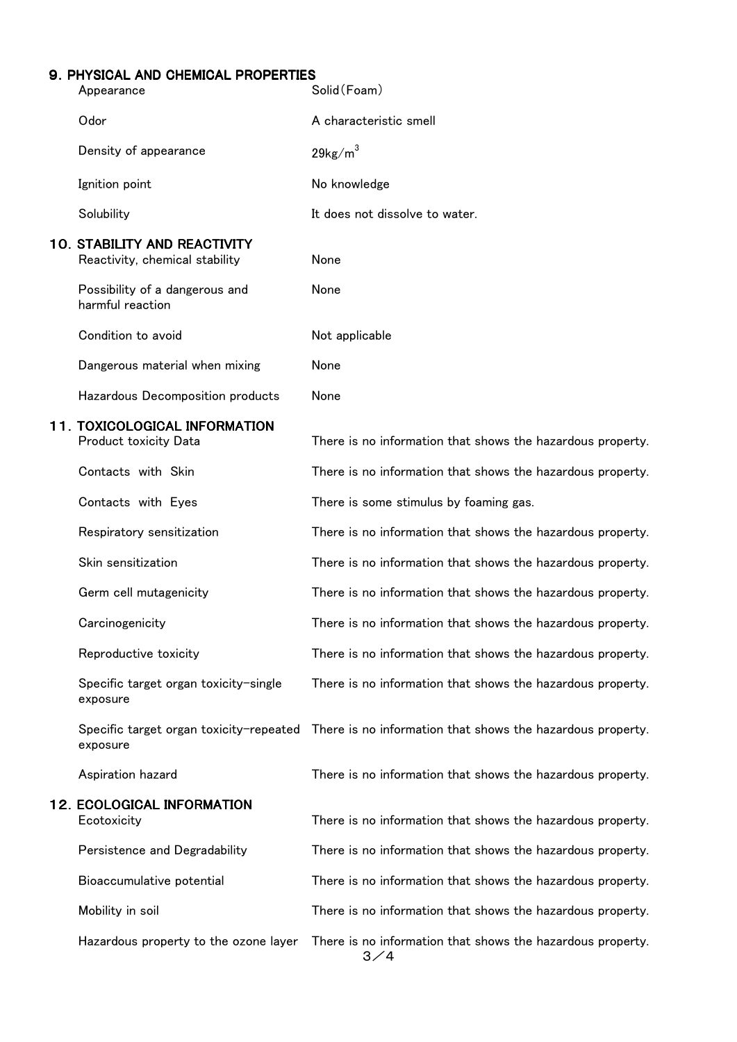## 9. PHYSICAL AND CHEMICAL PROPERTIES

| | |
|---|---|
| Appearance | Solid（Foam） |
| Odor | A characteristic smell |
| Density of appearance | 29kg/m$^3$ |
| Ignition point | No knowledge |
| Solubility | It does not dissolve to water. |

## 10. STABILITY AND REACTIVITY

| | |
|---|---|
| Reactivity, chemical stability | None |
| Possibility of a dangerous and harmful reaction | None |
| Condition to avoid | Not applicable |
| Dangerous material when mixing | None |
| Hazardous Decomposition products | None |

## 11. TOXICOLOGICAL INFORMATION

| | |
|---|---|
| Product toxicity Data | There is no information that shows the hazardous property. |
| Contacts with Skin | There is no information that shows the hazardous property. |
| Contacts with Eyes | There is some stimulus by foaming gas. |
| Respiratory sensitization | There is no information that shows the hazardous property. |
| Skin sensitization | There is no information that shows the hazardous property. |
| Germ cell mutagenicity | There is no information that shows the hazardous property. |
| Carcinogenicity | There is no information that shows the hazardous property. |
| Reproductive toxicity | There is no information that shows the hazardous property. |
| Specific target organ toxicity-single exposure | There is no information that shows the hazardous property. |
| Specific target organ toxicity-repeated exposure | There is no information that shows the hazardous property. |
| Aspiration hazard | There is no information that shows the hazardous property. |

## 12. ECOLOGICAL INFORMATION

| | |
|---|---|
| Ecotoxicity | There is no information that shows the hazardous property. |
| Persistence and Degradability | There is no information that shows the hazardous property. |
| Bioaccumulative potential | There is no information that shows the hazardous property. |
| Mobility in soil | There is no information that shows the hazardous property. |
| Hazardous property to the ozone layer | There is no information that shows the hazardous property. |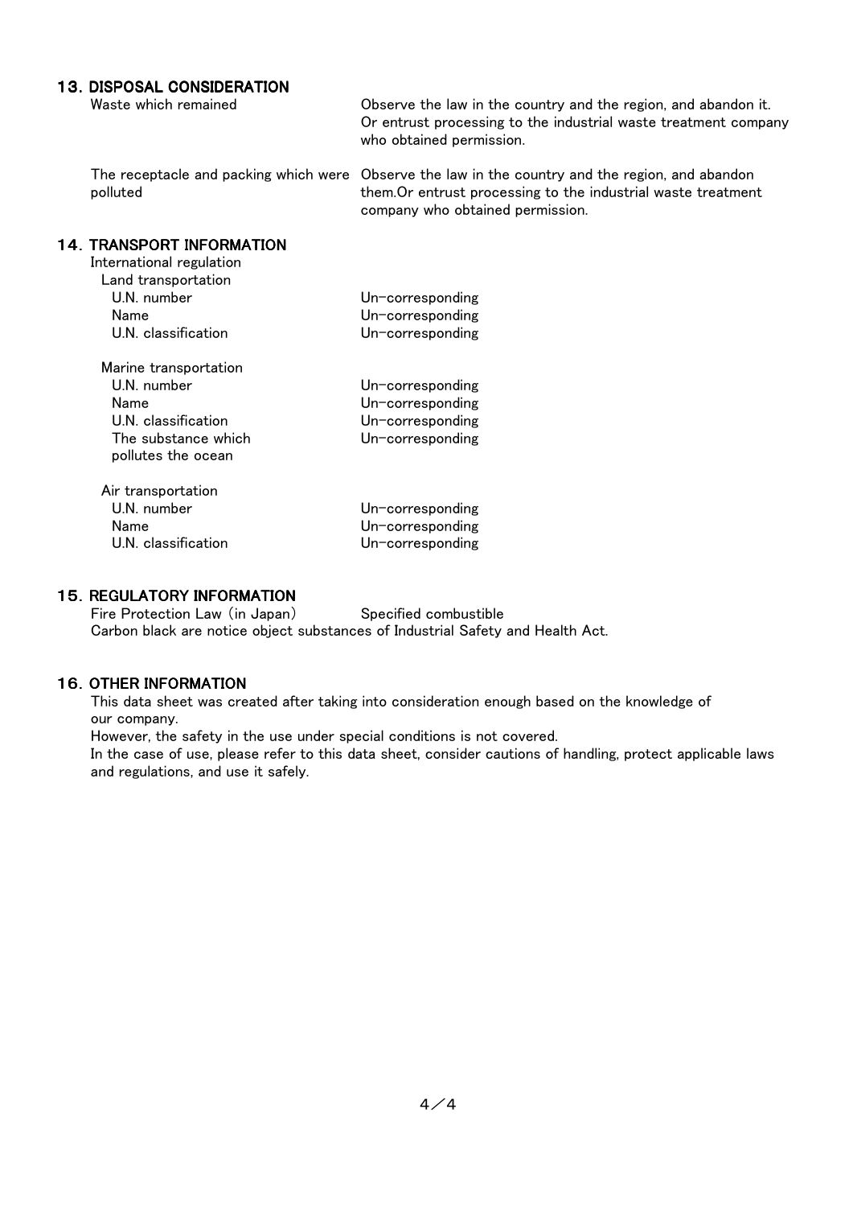## 13. DISPOSAL CONSIDERATION

| | |
|---|---|
| Waste which remained | Observe the law in the country and the region, and abandon it. Or entrust processing to the industrial waste treatment company who obtained permission. |
| The receptacle and packing which were polluted | Observe the law in the country and the region, and abandon them.Or entrust processing to the industrial waste treatment company who obtained permission. |

## 14. TRANSPORT INFORMATION

International regulation

| | |
|---|---|
| Land transportation | |
| U.N. number | Un-corresponding |
| Name | Un-corresponding |
| U.N. classification | Un-corresponding |
| Marine transportation | |
| U.N. number | Un-corresponding |
| Name | Un-corresponding |
| U.N. classification | Un-corresponding |
| The substance which pollutes the ocean | Un-corresponding |
| Air transportation | |
| U.N. number | Un-corresponding |
| Name | Un-corresponding |
| U.N. classification | Un-corresponding |

## 15. REGULATORY INFORMATION

Fire Protection Law (in Japan) Specified combustible

Carbon black are notice object substances of Industrial Safety and Health Act.

## 16. OTHER INFORMATION

This data sheet was created after taking into consideration enough based on the knowledge of our company.

However, the safety in the use under special conditions is not covered.

In the case of use, please refer to this data sheet, consider cautions of handling, protect applicable laws and regulations, and use it safely.